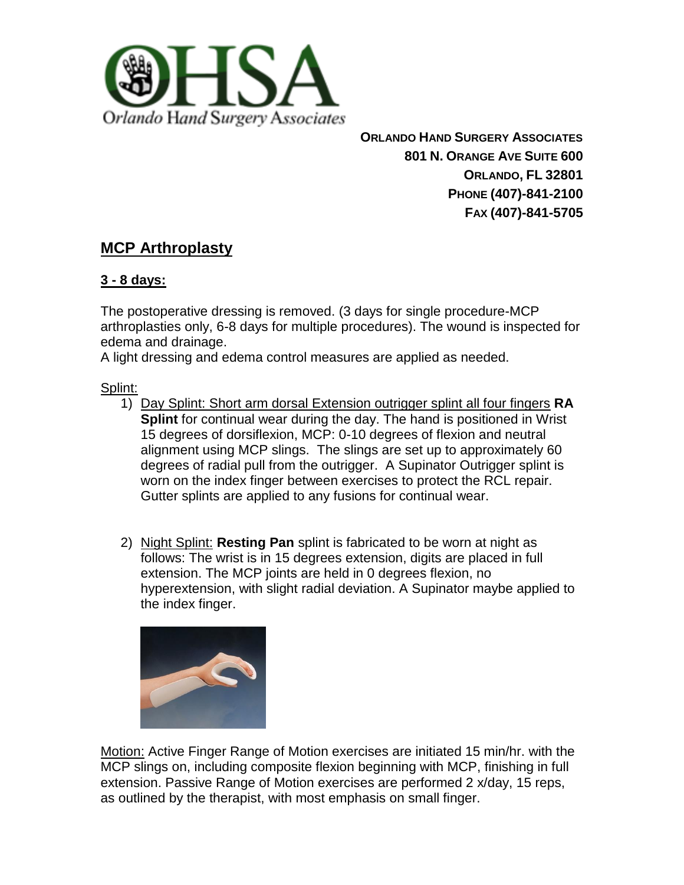**ORLANDO HAND SURGERY ASSOCIATES**
**801 N. ORANGE AVE SUITE 600**
**ORLANDO, FL 32801**
**PHONE (407)-841-2100**
**FAX (407)-841-5705**

## MCP Arthroplasty

### 3 - 8 days:

The postoperative dressing is removed. (3 days for single procedure-MCP arthroplasties only, 6-8 days for multiple procedures). The wound is inspected for edema and drainage.
A light dressing and edema control measures are applied as needed.

Splint:

1) Day Splint: Short arm dorsal Extension outrigger splint all four fingers **RA Splint** for continual wear during the day. The hand is positioned in Wrist 15 degrees of dorsiflexion, MCP: 0-10 degrees of flexion and neutral alignment using MCP slings. The slings are set up to approximately 60 degrees of radial pull from the outrigger. A Supinator Outrigger splint is worn on the index finger between exercises to protect the RCL repair. Gutter splints are applied to any fusions for continual wear.

2) Night Splint: **Resting Pan** splint is fabricated to be worn at night as follows: The wrist is in 15 degrees extension, digits are placed in full extension. The MCP joints are held in 0 degrees flexion, no hyperextension, with slight radial deviation. A Supinator maybe applied to the index finger.

Motion: Active Finger Range of Motion exercises are initiated 15 min/hr. with the MCP slings on, including composite flexion beginning with MCP, finishing in full extension. Passive Range of Motion exercises are performed 2 x/day, 15 reps, as outlined by the therapist, with most emphasis on small finger.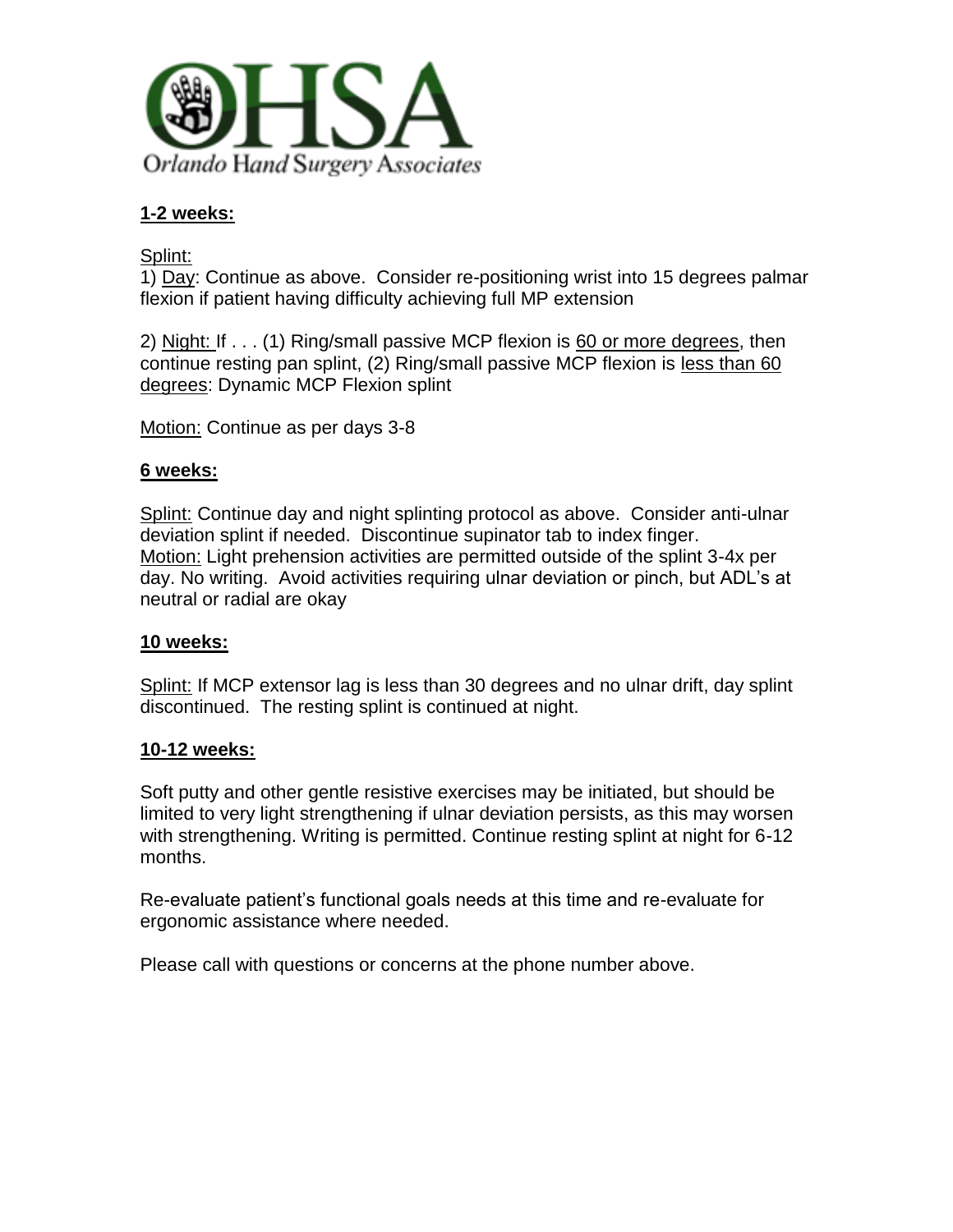Orlando Hand Surgery Associates

**1-2 weeks:**

Splint:
1) Day: Continue as above. Consider re-positioning wrist into 15 degrees palmar flexion if patient having difficulty achieving full MP extension

2) Night: If . . . (1) Ring/small passive MCP flexion is 60 or more degrees, then continue resting pan splint, (2) Ring/small passive MCP flexion is less than 60 degrees: Dynamic MCP Flexion splint

Motion: Continue as per days 3-8

**6 weeks:**

Splint: Continue day and night splinting protocol as above. Consider anti-ulnar deviation splint if needed. Discontinue supinator tab to index finger.
Motion: Light prehension activities are permitted outside of the splint 3-4x per day. No writing. Avoid activities requiring ulnar deviation or pinch, but ADL's at neutral or radial are okay

**10 weeks:**

Splint: If MCP extensor lag is less than 30 degrees and no ulnar drift, day splint discontinued. The resting splint is continued at night.

**10-12 weeks:**

Soft putty and other gentle resistive exercises may be initiated, but should be limited to very light strengthening if ulnar deviation persists, as this may worsen with strengthening. Writing is permitted. Continue resting splint at night for 6-12 months.

Re-evaluate patient's functional goals needs at this time and re-evaluate for ergonomic assistance where needed.

Please call with questions or concerns at the phone number above.